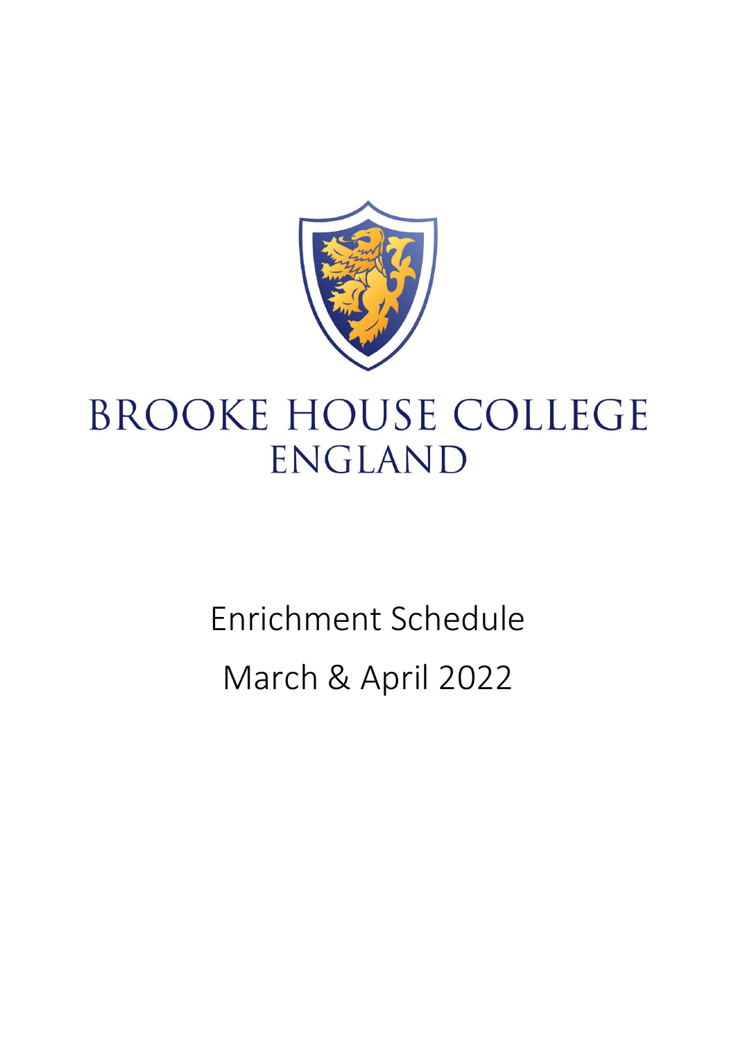# BROOKE HOUSE COLLEGE
## ENGLAND

Enrichment Schedule

March & April 2022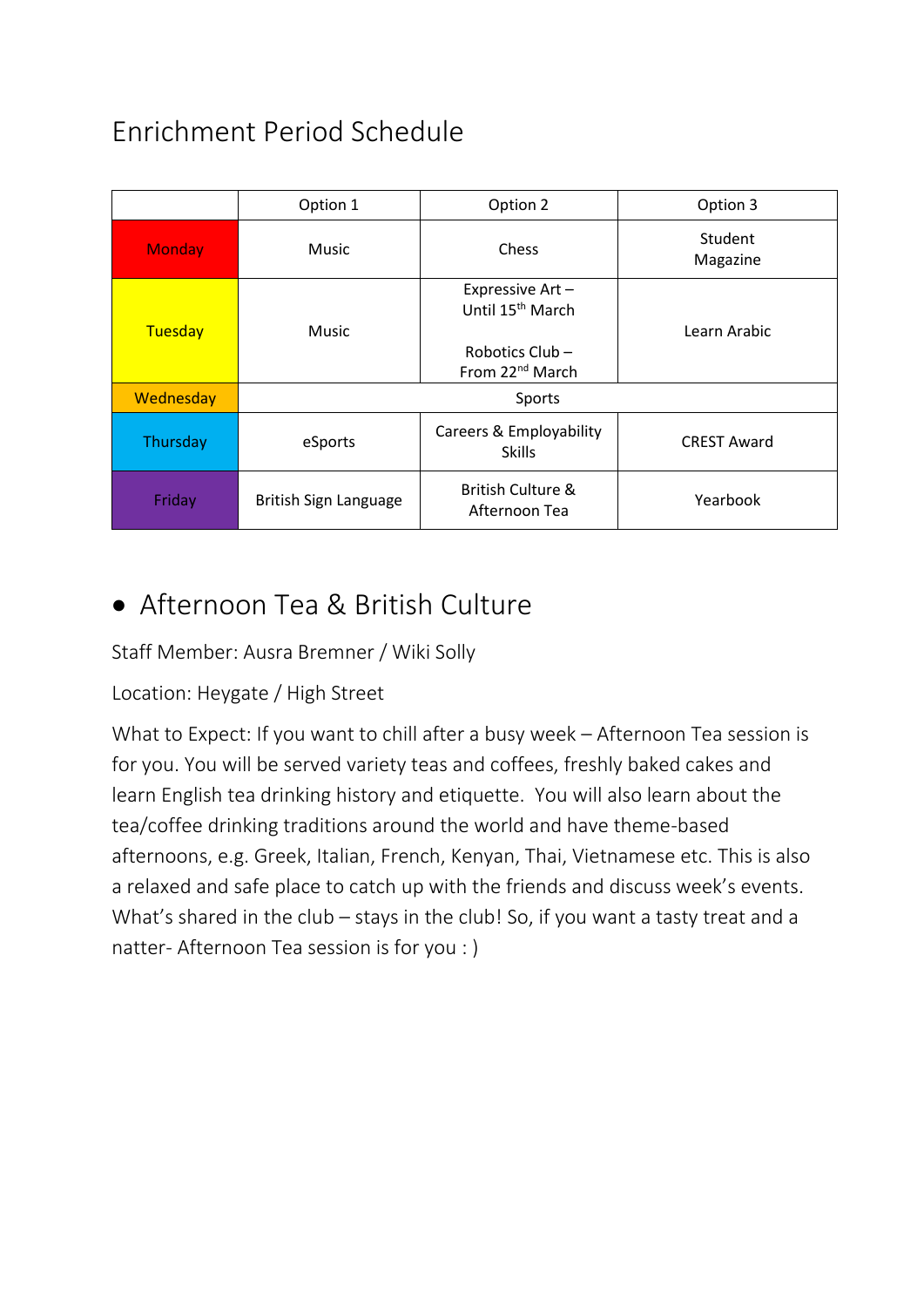# Enrichment Period Schedule

| | Option 1 | Option 2 | Option 3 |
|---|---|---|---|
| Monday | Music | Chess | Student Magazine |
| Tuesday | Music | Expressive Art – Until 15th March<br><br>Robotics Club – From 22nd March | Learn Arabic |
| Wednesday | Sports | | |
| Thursday | eSports | Careers & Employability Skills | CREST Award |
| Friday | British Sign Language | British Culture & Afternoon Tea | Yearbook |

## • Afternoon Tea & British Culture

Staff Member: Ausra Bremner / Wiki Solly

Location: Heygate / High Street

What to Expect: If you want to chill after a busy week – Afternoon Tea session is for you. You will be served variety teas and coffees, freshly baked cakes and learn English tea drinking history and etiquette. You will also learn about the tea/coffee drinking traditions around the world and have theme-based afternoons, e.g. Greek, Italian, French, Kenyan, Thai, Vietnamese etc. This is also a relaxed and safe place to catch up with the friends and discuss week's events. What's shared in the club – stays in the club! So, if you want a tasty treat and a natter- Afternoon Tea session is for you : )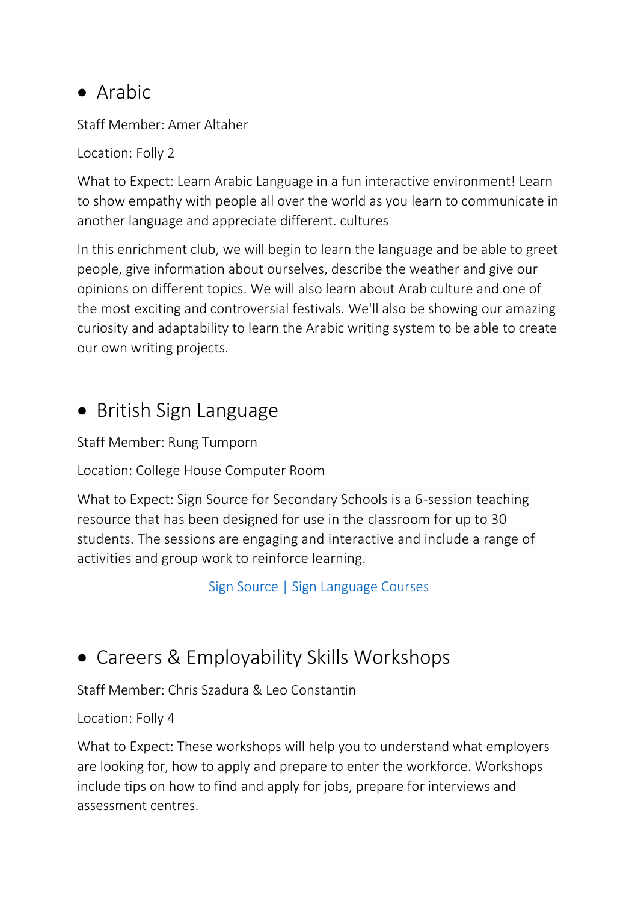- Arabic

Staff Member: Amer Altaher

Location: Folly 2

What to Expect: Learn Arabic Language in a fun interactive environment! Learn to show empathy with people all over the world as you learn to communicate in another language and appreciate different. cultures

In this enrichment club, we will begin to learn the language and be able to greet people, give information about ourselves, describe the weather and give our opinions on different topics. We will also learn about Arab culture and one of the most exciting and controversial festivals. We'll also be showing our amazing curiosity and adaptability to learn the Arabic writing system to be able to create our own writing projects.

- British Sign Language

Staff Member: Rung Tumporn

Location: College House Computer Room

What to Expect: Sign Source for Secondary Schools is a 6-session teaching resource that has been designed for use in the classroom for up to 30 students. The sessions are engaging and interactive and include a range of activities and group work to reinforce learning.

Sign Source | Sign Language Courses

- Careers & Employability Skills Workshops

Staff Member: Chris Szadura & Leo Constantin

Location: Folly 4

What to Expect: These workshops will help you to understand what employers are looking for, how to apply and prepare to enter the workforce. Workshops include tips on how to find and apply for jobs, prepare for interviews and assessment centres.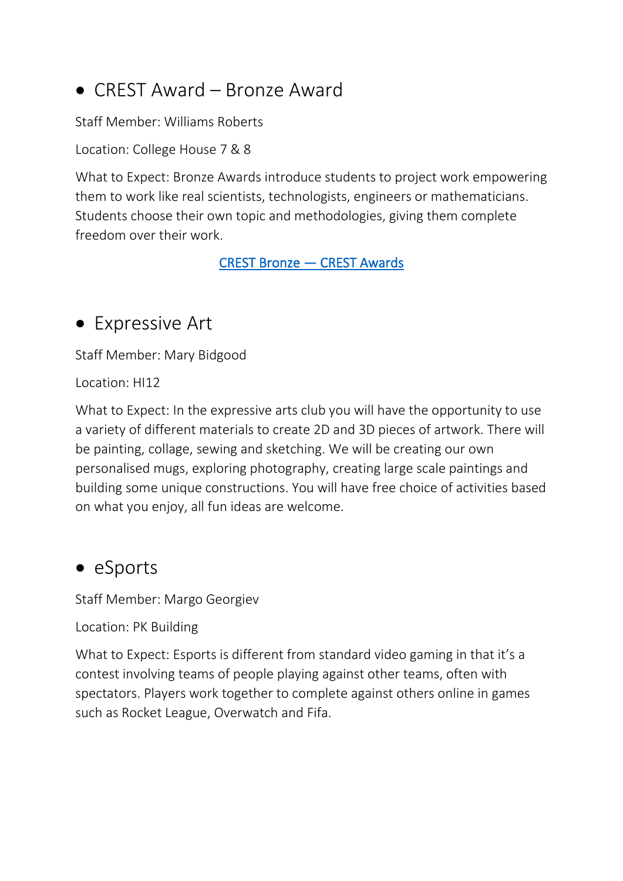- ## CREST Award – Bronze Award

Staff Member: Williams Roberts

Location: College House 7 & 8

What to Expect: Bronze Awards introduce students to project work empowering them to work like real scientists, technologists, engineers or mathematicians. Students choose their own topic and methodologies, giving them complete freedom over their work.

CREST Bronze — CREST Awards

- ## Expressive Art

Staff Member: Mary Bidgood

Location: HI12

What to Expect: In the expressive arts club you will have the opportunity to use a variety of different materials to create 2D and 3D pieces of artwork. There will be painting, collage, sewing and sketching. We will be creating our own personalised mugs, exploring photography, creating large scale paintings and building some unique constructions. You will have free choice of activities based on what you enjoy, all fun ideas are welcome.

- ## eSports

Staff Member: Margo Georgiev

Location: PK Building

What to Expect: Esports is different from standard video gaming in that it's a contest involving teams of people playing against other teams, often with spectators. Players work together to complete against others online in games such as Rocket League, Overwatch and Fifa.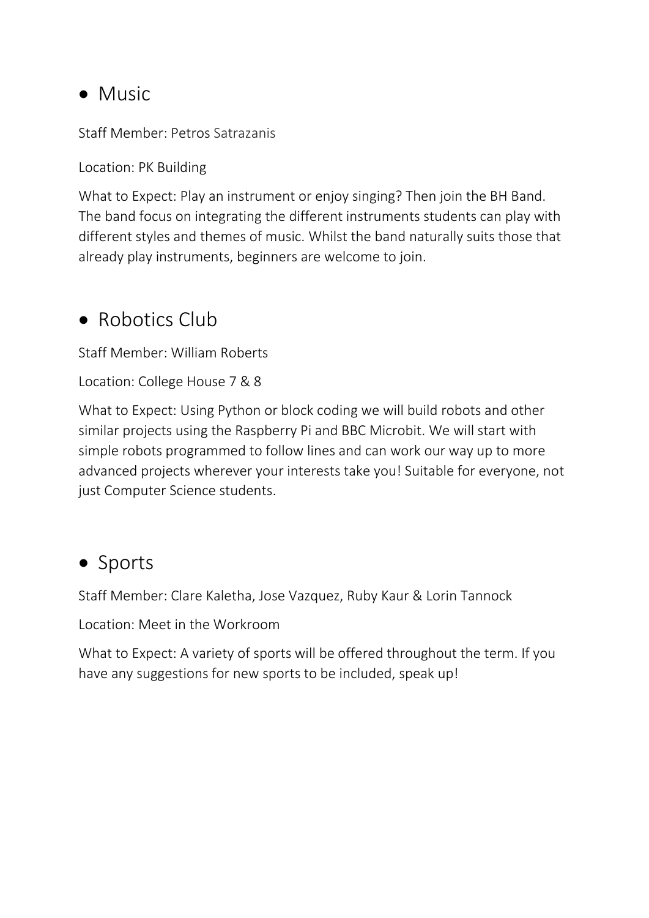- Music

Staff Member: Petros Satrazanis

Location: PK Building

What to Expect: Play an instrument or enjoy singing? Then join the BH Band. The band focus on integrating the different instruments students can play with different styles and themes of music. Whilst the band naturally suits those that already play instruments, beginners are welcome to join.

- Robotics Club

Staff Member: William Roberts

Location: College House 7 & 8

What to Expect: Using Python or block coding we will build robots and other similar projects using the Raspberry Pi and BBC Microbit. We will start with simple robots programmed to follow lines and can work our way up to more advanced projects wherever your interests take you! Suitable for everyone, not just Computer Science students.

- Sports

Staff Member: Clare Kaletha, Jose Vazquez, Ruby Kaur & Lorin Tannock

Location: Meet in the Workroom

What to Expect: A variety of sports will be offered throughout the term. If you have any suggestions for new sports to be included, speak up!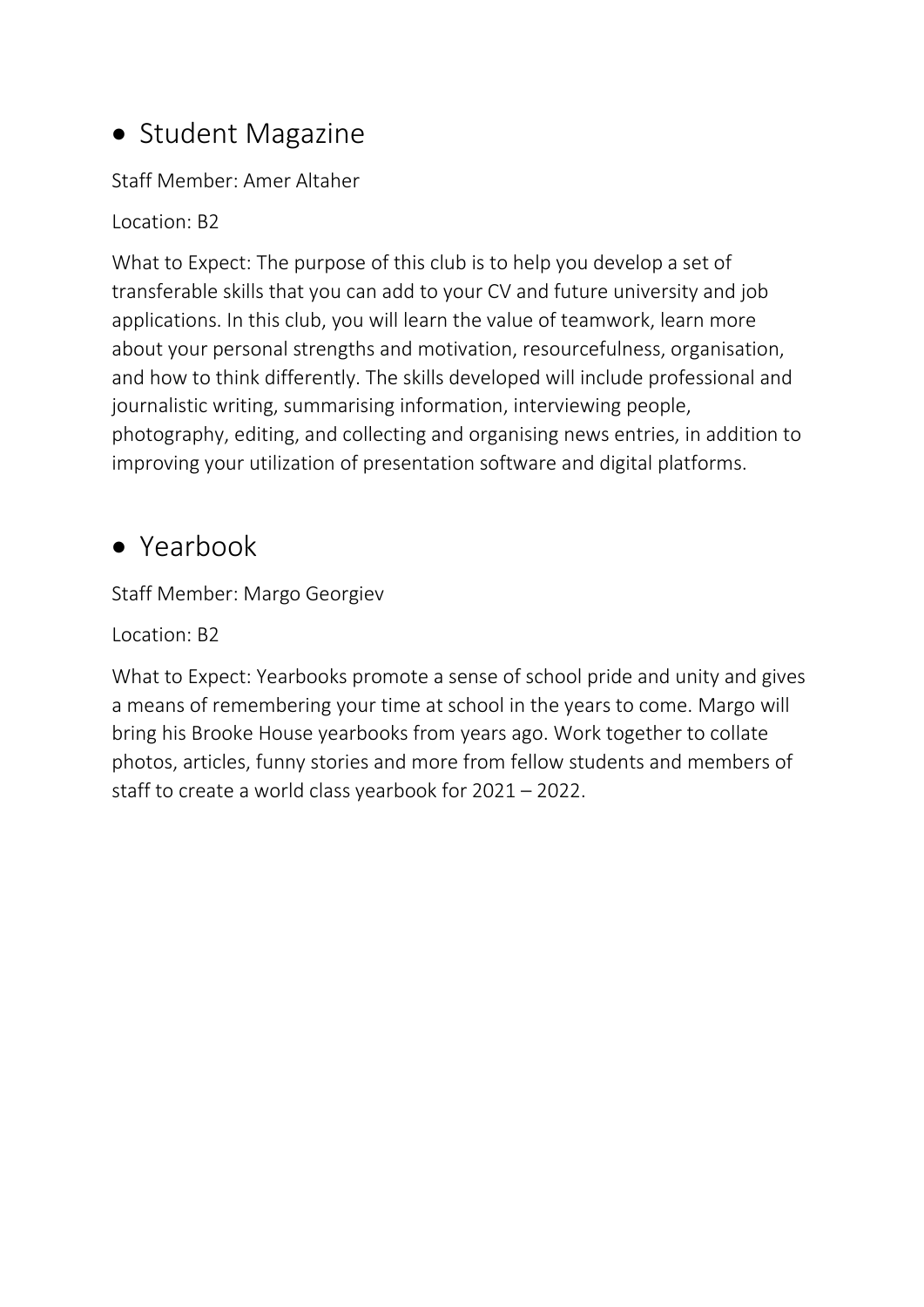- Student Magazine

Staff Member: Amer Altaher

Location: B2

What to Expect: The purpose of this club is to help you develop a set of transferable skills that you can add to your CV and future university and job applications. In this club, you will learn the value of teamwork, learn more about your personal strengths and motivation, resourcefulness, organisation, and how to think differently. The skills developed will include professional and journalistic writing, summarising information, interviewing people, photography, editing, and collecting and organising news entries, in addition to improving your utilization of presentation software and digital platforms.

- Yearbook

Staff Member: Margo Georgiev

Location: B2

What to Expect: Yearbooks promote a sense of school pride and unity and gives a means of remembering your time at school in the years to come. Margo will bring his Brooke House yearbooks from years ago. Work together to collate photos, articles, funny stories and more from fellow students and members of staff to create a world class yearbook for 2021 – 2022.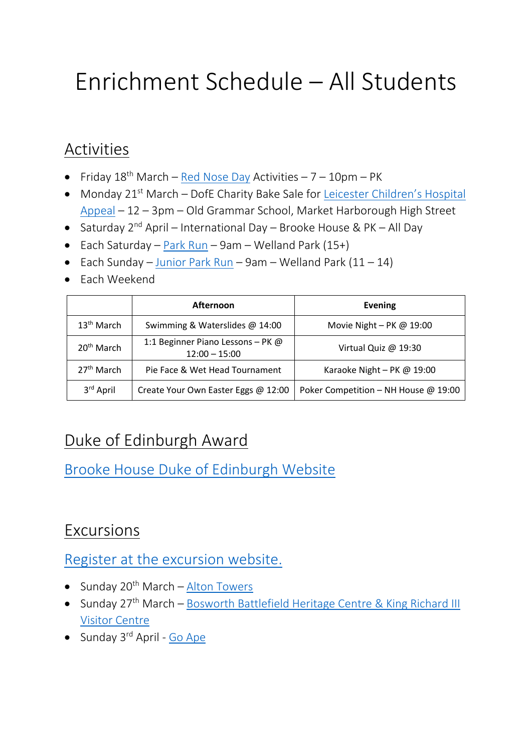# Enrichment Schedule – All Students

## Activities

- Friday 18th March – Red Nose Day Activities – 7 – 10pm – PK
- Monday 21st March – DofE Charity Bake Sale for Leicester Children's Hospital Appeal – 12 – 3pm – Old Grammar School, Market Harborough High Street
- Saturday 2nd April – International Day – Brooke House & PK – All Day
- Each Saturday – Park Run – 9am – Welland Park (15+)
- Each Sunday – Junior Park Run – 9am – Welland Park (11 – 14)
- Each Weekend

| | Afternoon | Evening |
|---|---|---|
| 13th March | Swimming & Waterslides @ 14:00 | Movie Night – PK @ 19:00 |
| 20th March | 1:1 Beginner Piano Lessons – PK @ 12:00 – 15:00 | Virtual Quiz @ 19:30 |
| 27th March | Pie Face & Wet Head Tournament | Karaoke Night – PK @ 19:00 |
| 3rd April | Create Your Own Easter Eggs @ 12:00 | Poker Competition – NH House @ 19:00 |

## Duke of Edinburgh Award

Brooke House Duke of Edinburgh Website

## Excursions

Register at the excursion website.

- Sunday 20th March – Alton Towers
- Sunday 27th March – Bosworth Battlefield Heritage Centre & King Richard III Visitor Centre
- Sunday 3rd April - Go Ape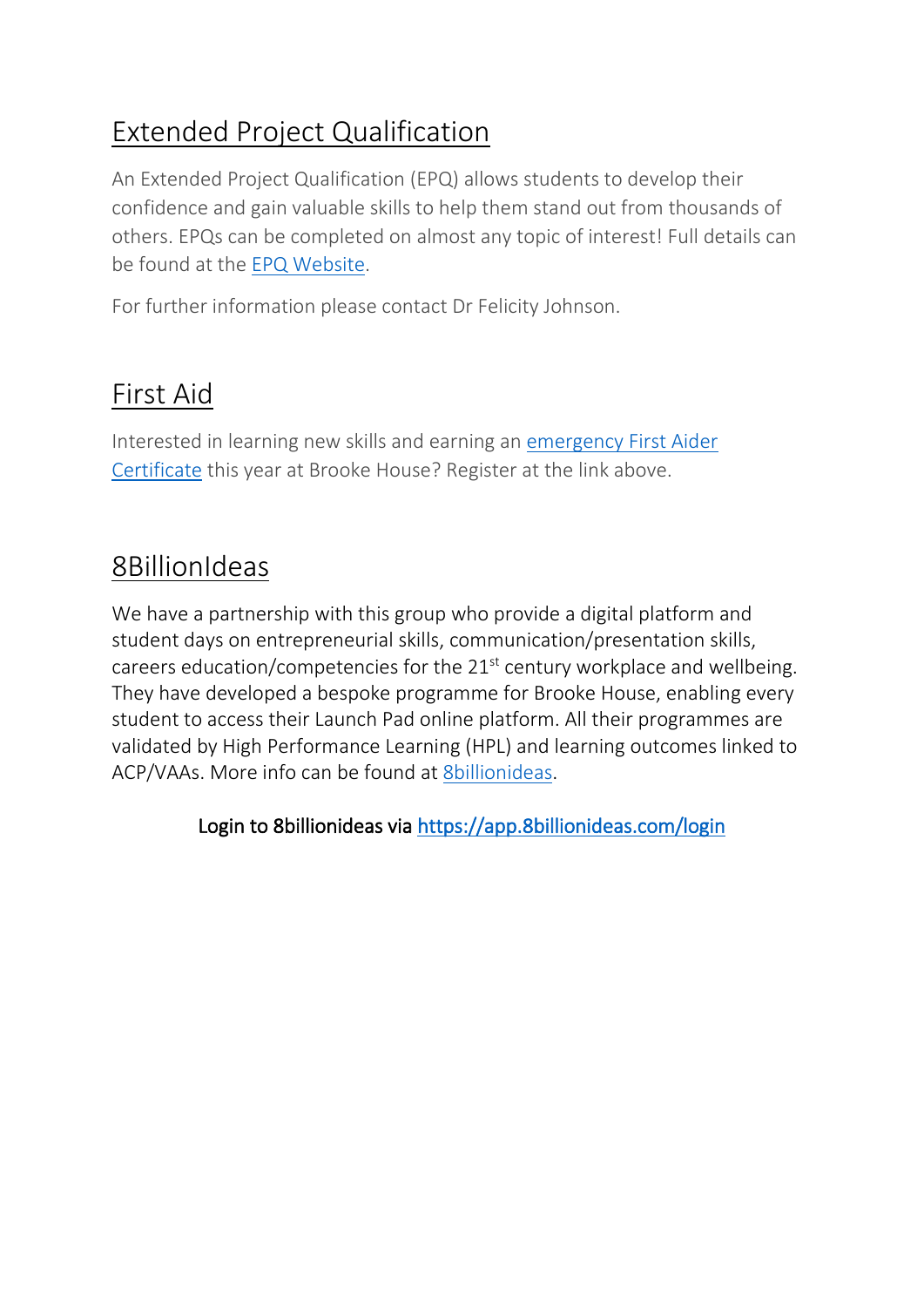## Extended Project Qualification

An Extended Project Qualification (EPQ) allows students to develop their confidence and gain valuable skills to help them stand out from thousands of others. EPQs can be completed on almost any topic of interest! Full details can be found at the EPQ Website.

For further information please contact Dr Felicity Johnson.

## First Aid

Interested in learning new skills and earning an emergency First Aider Certificate this year at Brooke House? Register at the link above.

## 8BillionIdeas

We have a partnership with this group who provide a digital platform and student days on entrepreneurial skills, communication/presentation skills, careers education/competencies for the 21st century workplace and wellbeing. They have developed a bespoke programme for Brooke House, enabling every student to access their Launch Pad online platform. All their programmes are validated by High Performance Learning (HPL) and learning outcomes linked to ACP/VAAs. More info can be found at 8billionideas.

Login to 8billionideas via https://app.8billionideas.com/login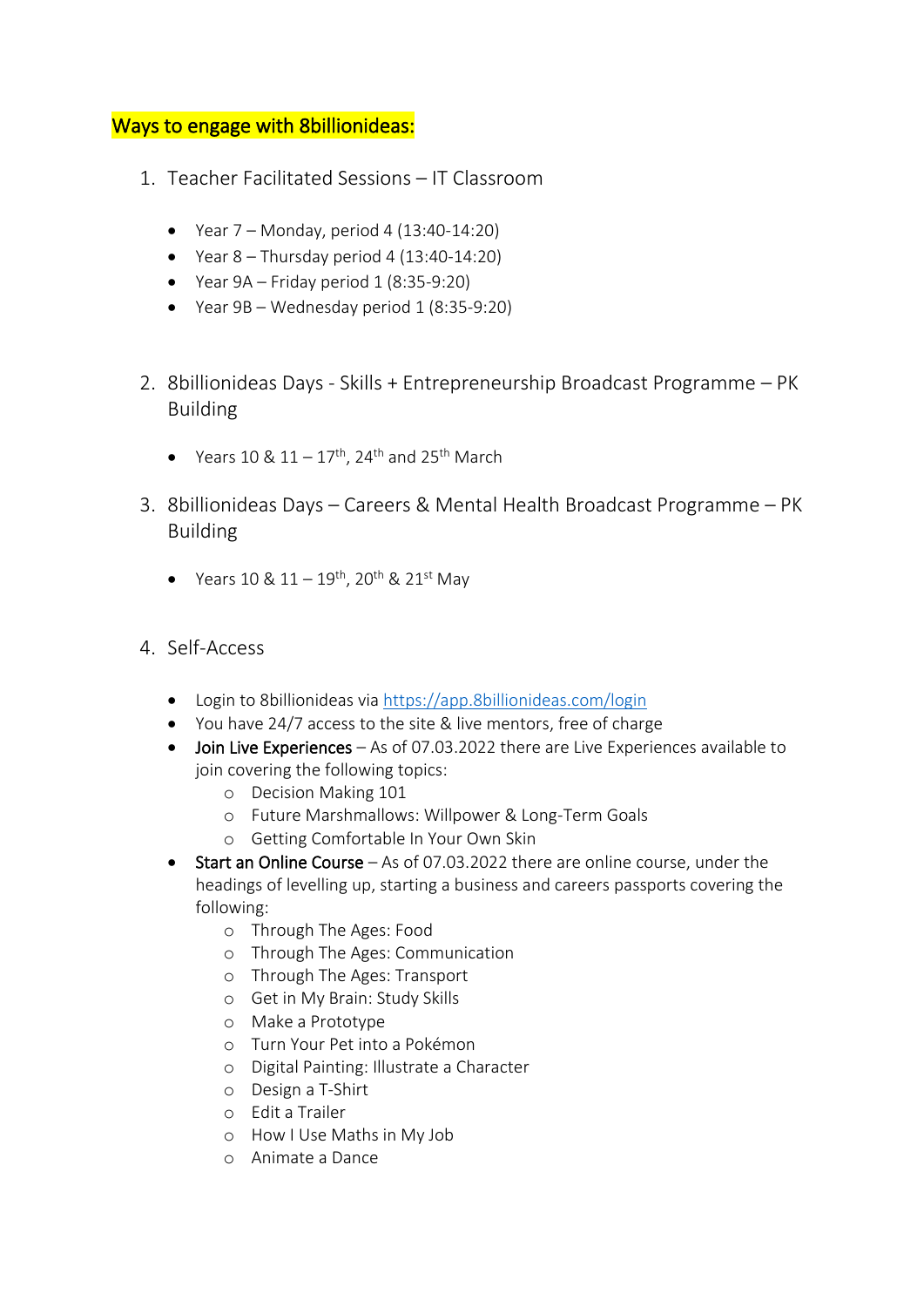**Ways to engage with 8billionideas:**

1. Teacher Facilitated Sessions – IT Classroom

    - Year 7 – Monday, period 4 (13:40-14:20)
    - Year 8 – Thursday period 4 (13:40-14:20)
    - Year 9A – Friday period 1 (8:35-9:20)
    - Year 9B – Wednesday period 1 (8:35-9:20)

2. 8billionideas Days - Skills + Entrepreneurship Broadcast Programme – PK Building

    - Years 10 & 11 – 17th, 24th and 25th March

3. 8billionideas Days – Careers & Mental Health Broadcast Programme – PK Building

    - Years 10 & 11 – 19th, 20th & 21st May

4. Self-Access

    - Login to 8billionideas via https://app.8billionideas.com/login
    - You have 24/7 access to the site & live mentors, free of charge
    - Join Live Experiences – As of 07.03.2022 there are Live Experiences available to join covering the following topics:
        - Decision Making 101
        - Future Marshmallows: Willpower & Long-Term Goals
        - Getting Comfortable In Your Own Skin
    - Start an Online Course – As of 07.03.2022 there are online course, under the headings of levelling up, starting a business and careers passports covering the following:
        - Through The Ages: Food
        - Through The Ages: Communication
        - Through The Ages: Transport
        - Get in My Brain: Study Skills
        - Make a Prototype
        - Turn Your Pet into a Pokémon
        - Digital Painting: Illustrate a Character
        - Design a T-Shirt
        - Edit a Trailer
        - How I Use Maths in My Job
        - Animate a Dance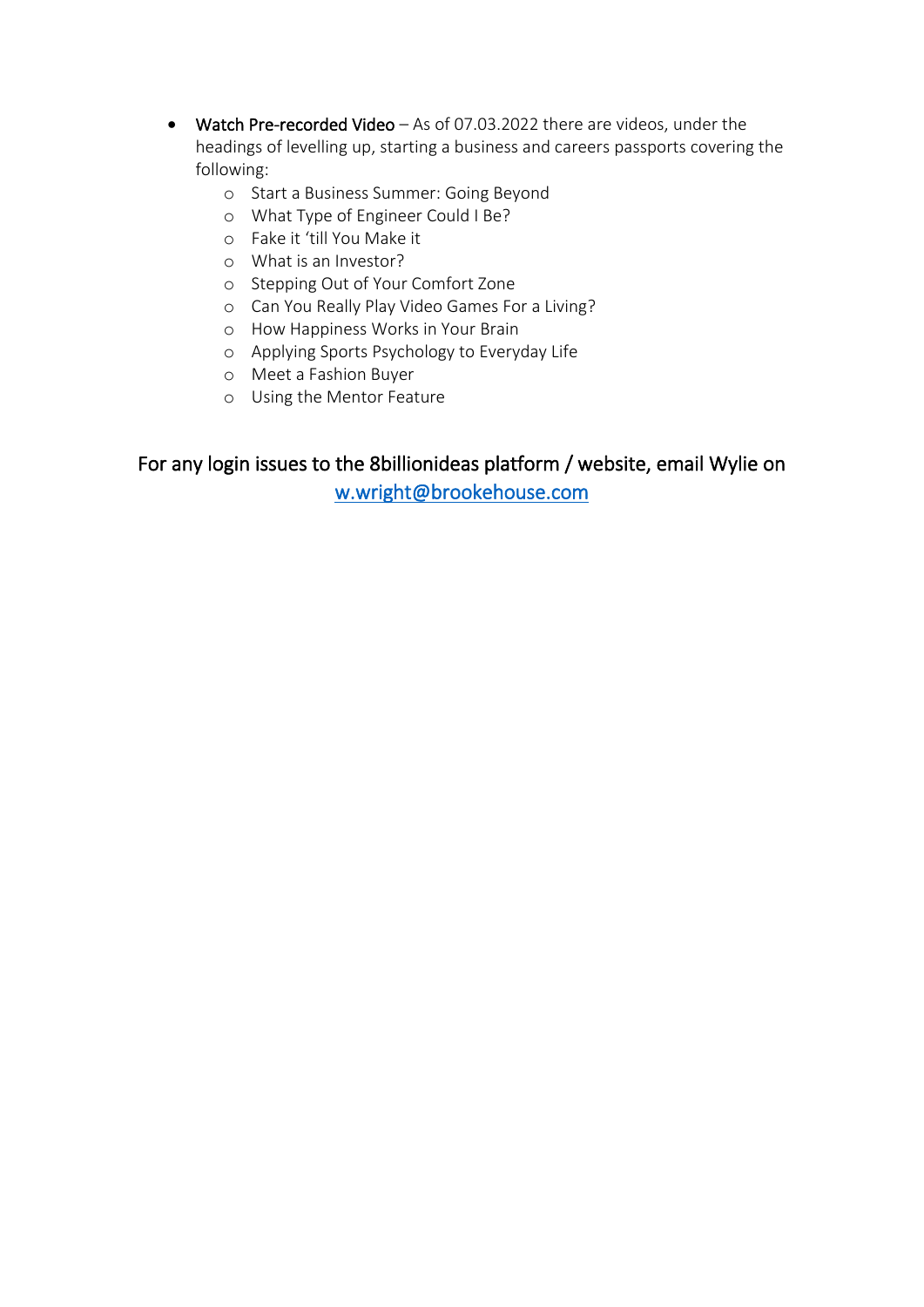- Watch Pre-recorded Video – As of 07.03.2022 there are videos, under the headings of levelling up, starting a business and careers passports covering the following:
    - Start a Business Summer: Going Beyond
    - What Type of Engineer Could I Be?
    - Fake it 'till You Make it
    - What is an Investor?
    - Stepping Out of Your Comfort Zone
    - Can You Really Play Video Games For a Living?
    - How Happiness Works in Your Brain
    - Applying Sports Psychology to Everyday Life
    - Meet a Fashion Buyer
    - Using the Mentor Feature

For any login issues to the 8billionideas platform / website, email Wylie on w.wright@brookehouse.com